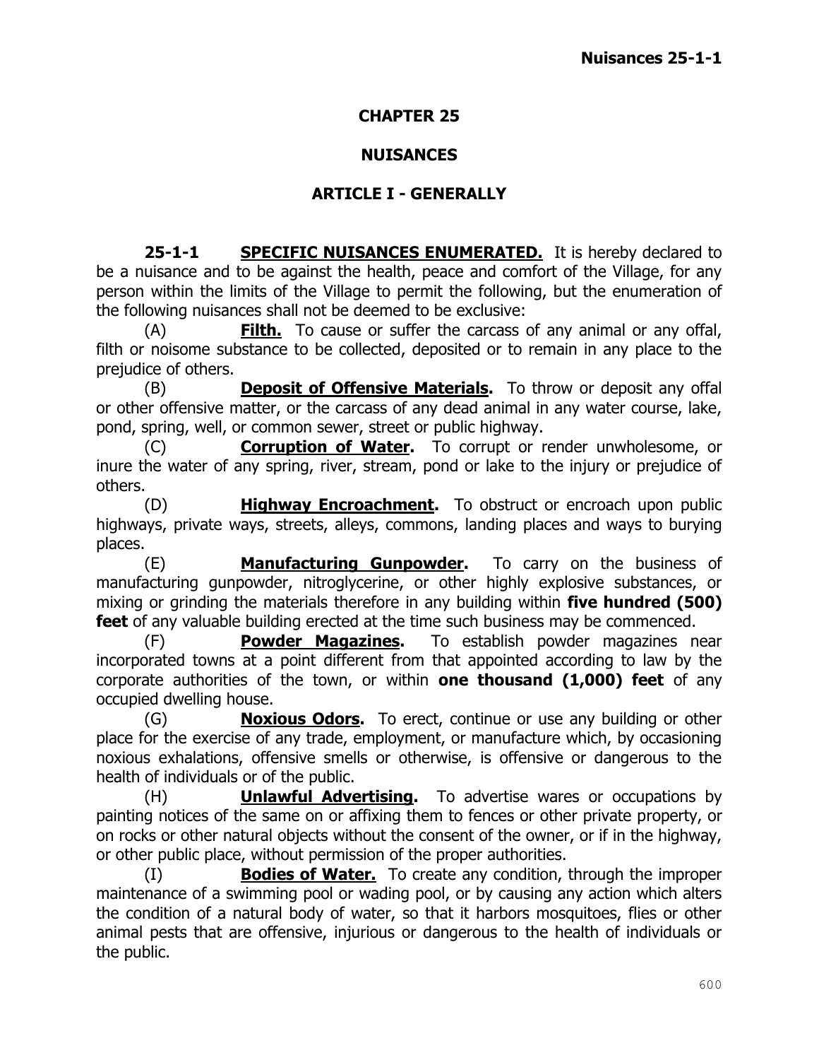# CHAPTER 25

# NUISANCES

## ARTICLE I - GENERALLY

**25-1-1 SPECIFIC NUISANCES ENUMERATED.** It is hereby declared to be a nuisance and to be against the health, peace and comfort of the Village, for any person within the limits of the Village to permit the following, but the enumeration of the following nuisances shall not be deemed to be exclusive:

(A) **Filth.** To cause or suffer the carcass of any animal or any offal, filth or noisome substance to be collected, deposited or to remain in any place to the prejudice of others.

(B) **Deposit of Offensive Materials.** To throw or deposit any offal or other offensive matter, or the carcass of any dead animal in any water course, lake, pond, spring, well, or common sewer, street or public highway.

(C) **Corruption of Water.** To corrupt or render unwholesome, or inure the water of any spring, river, stream, pond or lake to the injury or prejudice of others.

(D) **Highway Encroachment.** To obstruct or encroach upon public highways, private ways, streets, alleys, commons, landing places and ways to burying places.

(E) **Manufacturing Gunpowder.** To carry on the business of manufacturing gunpowder, nitroglycerine, or other highly explosive substances, or mixing or grinding the materials therefore in any building within **five hundred (500) feet** of any valuable building erected at the time such business may be commenced.

(F) **Powder Magazines.** To establish powder magazines near incorporated towns at a point different from that appointed according to law by the corporate authorities of the town, or within **one thousand (1,000) feet** of any occupied dwelling house.

(G) **Noxious Odors.** To erect, continue or use any building or other place for the exercise of any trade, employment, or manufacture which, by occasioning noxious exhalations, offensive smells or otherwise, is offensive or dangerous to the health of individuals or of the public.

(H) **Unlawful Advertising.** To advertise wares or occupations by painting notices of the same on or affixing them to fences or other private property, or on rocks or other natural objects without the consent of the owner, or if in the highway, or other public place, without permission of the proper authorities.

(I) **Bodies of Water.** To create any condition, through the improper maintenance of a swimming pool or wading pool, or by causing any action which alters the condition of a natural body of water, so that it harbors mosquitoes, flies or other animal pests that are offensive, injurious or dangerous to the health of individuals or the public.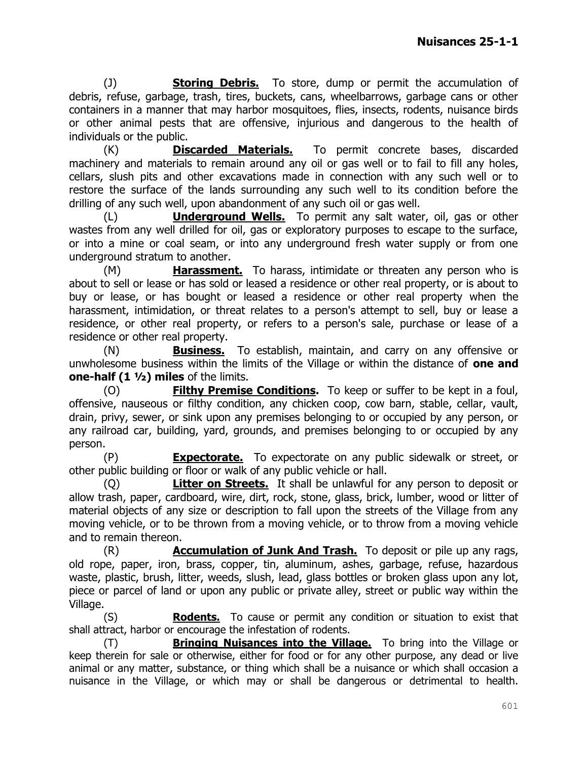(J) **Storing Debris.** To store, dump or permit the accumulation of debris, refuse, garbage, trash, tires, buckets, cans, wheelbarrows, garbage cans or other containers in a manner that may harbor mosquitoes, flies, insects, rodents, nuisance birds or other animal pests that are offensive, injurious and dangerous to the health of individuals or the public.

(K) **Discarded Materials.** To permit concrete bases, discarded machinery and materials to remain around any oil or gas well or to fail to fill any holes, cellars, slush pits and other excavations made in connection with any such well or to restore the surface of the lands surrounding any such well to its condition before the drilling of any such well, upon abandonment of any such oil or gas well.

(L) **Underground Wells.** To permit any salt water, oil, gas or other wastes from any well drilled for oil, gas or exploratory purposes to escape to the surface, or into a mine or coal seam, or into any underground fresh water supply or from one underground stratum to another.

(M) **Harassment.** To harass, intimidate or threaten any person who is about to sell or lease or has sold or leased a residence or other real property, or is about to buy or lease, or has bought or leased a residence or other real property when the harassment, intimidation, or threat relates to a person's attempt to sell, buy or lease a residence, or other real property, or refers to a person's sale, purchase or lease of a residence or other real property.

(N) **Business.** To establish, maintain, and carry on any offensive or unwholesome business within the limits of the Village or within the distance of **one and one-half (1 ½) miles** of the limits.

(O) **Filthy Premise Conditions.** To keep or suffer to be kept in a foul, offensive, nauseous or filthy condition, any chicken coop, cow barn, stable, cellar, vault, drain, privy, sewer, or sink upon any premises belonging to or occupied by any person, or any railroad car, building, yard, grounds, and premises belonging to or occupied by any person.

(P) **Expectorate.** To expectorate on any public sidewalk or street, or other public building or floor or walk of any public vehicle or hall.

(Q) **Litter on Streets.** It shall be unlawful for any person to deposit or allow trash, paper, cardboard, wire, dirt, rock, stone, glass, brick, lumber, wood or litter of material objects of any size or description to fall upon the streets of the Village from any moving vehicle, or to be thrown from a moving vehicle, or to throw from a moving vehicle and to remain thereon.

(R) **Accumulation of Junk And Trash.** To deposit or pile up any rags, old rope, paper, iron, brass, copper, tin, aluminum, ashes, garbage, refuse, hazardous waste, plastic, brush, litter, weeds, slush, lead, glass bottles or broken glass upon any lot, piece or parcel of land or upon any public or private alley, street or public way within the Village.

(S) **Rodents.** To cause or permit any condition or situation to exist that shall attract, harbor or encourage the infestation of rodents.

(T) **Bringing Nuisances into the Village.** To bring into the Village or keep therein for sale or otherwise, either for food or for any other purpose, any dead or live animal or any matter, substance, or thing which shall be a nuisance or which shall occasion a nuisance in the Village, or which may or shall be dangerous or detrimental to health.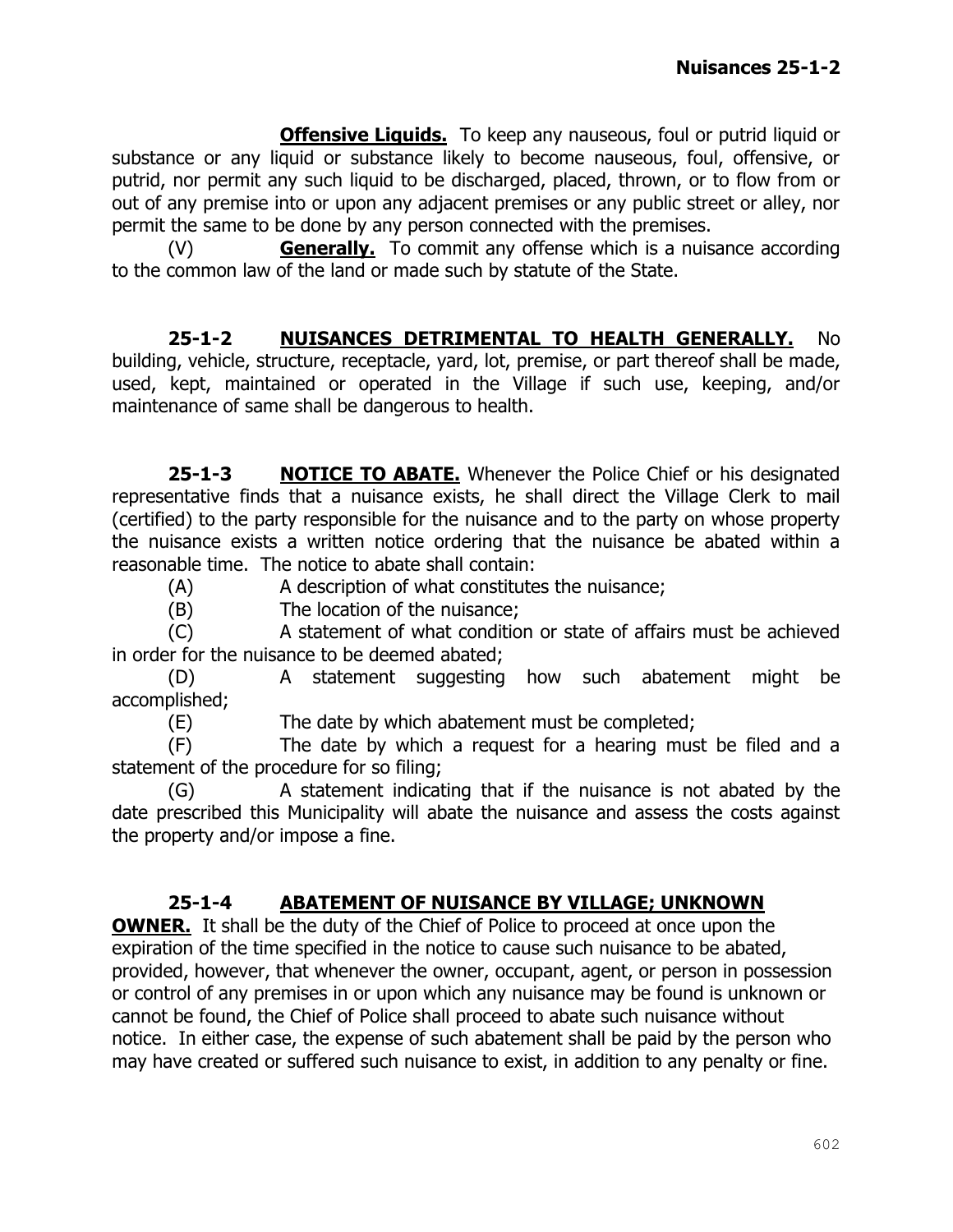**Offensive Liquids.** To keep any nauseous, foul or putrid liquid or substance or any liquid or substance likely to become nauseous, foul, offensive, or putrid, nor permit any such liquid to be discharged, placed, thrown, or to flow from or out of any premise into or upon any adjacent premises or any public street or alley, nor permit the same to be done by any person connected with the premises.

(V) **Generally.** To commit any offense which is a nuisance according to the common law of the land or made such by statute of the State.

**25-1-2 NUISANCES DETRIMENTAL TO HEALTH GENERALLY.** No building, vehicle, structure, receptacle, yard, lot, premise, or part thereof shall be made, used, kept, maintained or operated in the Village if such use, keeping, and/or maintenance of same shall be dangerous to health.

**25-1-3 NOTICE TO ABATE.** Whenever the Police Chief or his designated representative finds that a nuisance exists, he shall direct the Village Clerk to mail (certified) to the party responsible for the nuisance and to the party on whose property the nuisance exists a written notice ordering that the nuisance be abated within a reasonable time. The notice to abate shall contain:

(A) A description of what constitutes the nuisance;

(B) The location of the nuisance;

(C) A statement of what condition or state of affairs must be achieved in order for the nuisance to be deemed abated;

(D) A statement suggesting how such abatement might be accomplished;

(E) The date by which abatement must be completed;

(F) The date by which a request for a hearing must be filed and a statement of the procedure for so filing;

(G) A statement indicating that if the nuisance is not abated by the date prescribed this Municipality will abate the nuisance and assess the costs against the property and/or impose a fine.

**25-1-4 ABATEMENT OF NUISANCE BY VILLAGE; UNKNOWN OWNER.** It shall be the duty of the Chief of Police to proceed at once upon the expiration of the time specified in the notice to cause such nuisance to be abated, provided, however, that whenever the owner, occupant, agent, or person in possession or control of any premises in or upon which any nuisance may be found is unknown or cannot be found, the Chief of Police shall proceed to abate such nuisance without notice. In either case, the expense of such abatement shall be paid by the person who may have created or suffered such nuisance to exist, in addition to any penalty or fine.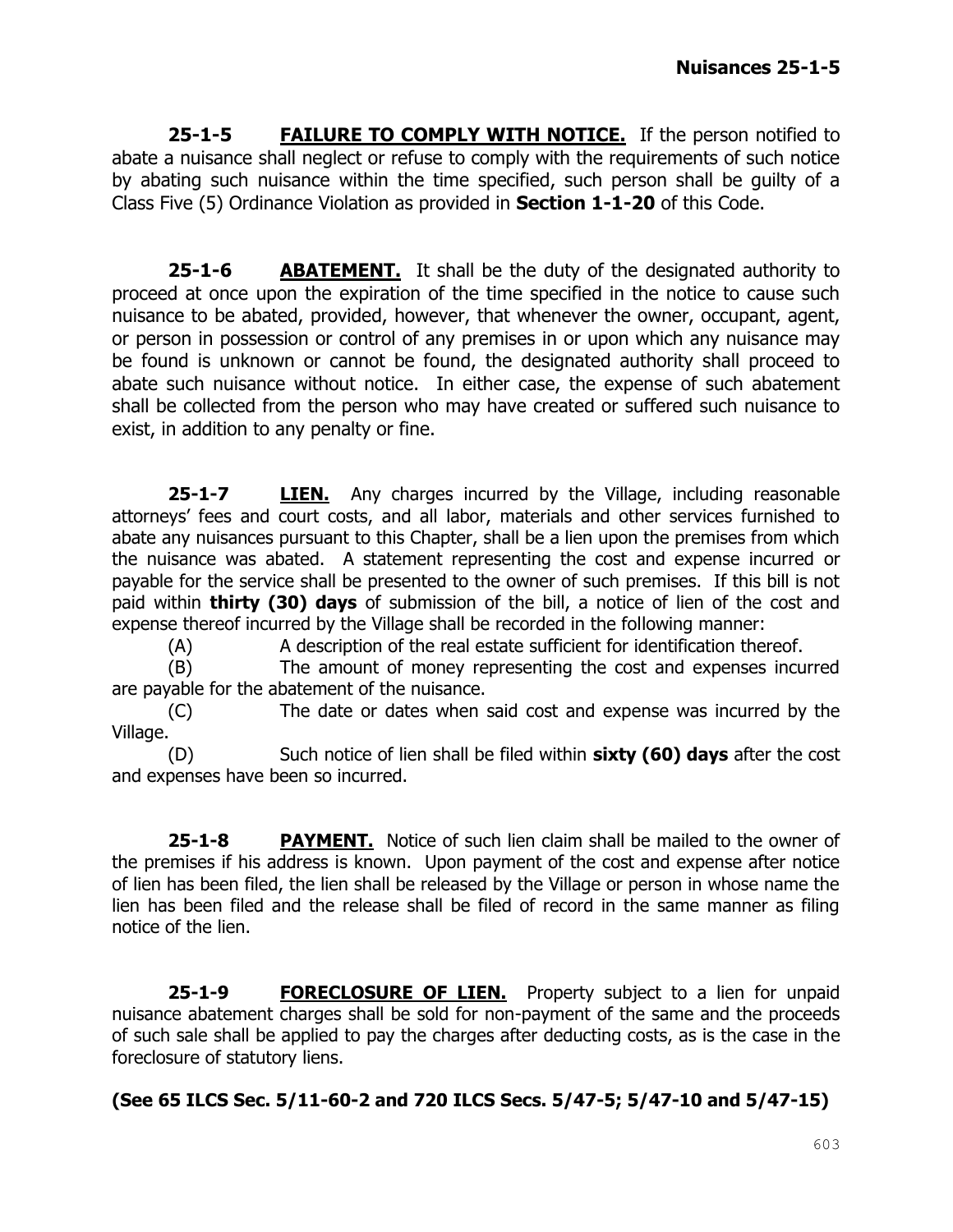**25-1-5 <u>FAILURE TO COMPLY WITH NOTICE.</u>** If the person notified to abate a nuisance shall neglect or refuse to comply with the requirements of such notice by abating such nuisance within the time specified, such person shall be guilty of a Class Five (5) Ordinance Violation as provided in **Section 1-1-20** of this Code.

**25-1-6 <u>ABATEMENT.</u>** It shall be the duty of the designated authority to proceed at once upon the expiration of the time specified in the notice to cause such nuisance to be abated, provided, however, that whenever the owner, occupant, agent, or person in possession or control of any premises in or upon which any nuisance may be found is unknown or cannot be found, the designated authority shall proceed to abate such nuisance without notice. In either case, the expense of such abatement shall be collected from the person who may have created or suffered such nuisance to exist, in addition to any penalty or fine.

**25-1-7 <u>LIEN.</u>** Any charges incurred by the Village, including reasonable attorneys' fees and court costs, and all labor, materials and other services furnished to abate any nuisances pursuant to this Chapter, shall be a lien upon the premises from which the nuisance was abated. A statement representing the cost and expense incurred or payable for the service shall be presented to the owner of such premises. If this bill is not paid within **thirty (30) days** of submission of the bill, a notice of lien of the cost and expense thereof incurred by the Village shall be recorded in the following manner:

(A) A description of the real estate sufficient for identification thereof.

(B) The amount of money representing the cost and expenses incurred are payable for the abatement of the nuisance.

(C) The date or dates when said cost and expense was incurred by the Village.

(D) Such notice of lien shall be filed within **sixty (60) days** after the cost and expenses have been so incurred.

**25-1-8 <u>PAYMENT.</u>** Notice of such lien claim shall be mailed to the owner of the premises if his address is known. Upon payment of the cost and expense after notice of lien has been filed, the lien shall be released by the Village or person in whose name the lien has been filed and the release shall be filed of record in the same manner as filing notice of the lien.

**25-1-9 <u>FORECLOSURE OF LIEN.</u>** Property subject to a lien for unpaid nuisance abatement charges shall be sold for non-payment of the same and the proceeds of such sale shall be applied to pay the charges after deducting costs, as is the case in the foreclosure of statutory liens.

**(See 65 ILCS Sec. 5/11-60-2 and 720 ILCS Secs. 5/47-5; 5/47-10 and 5/47-15)**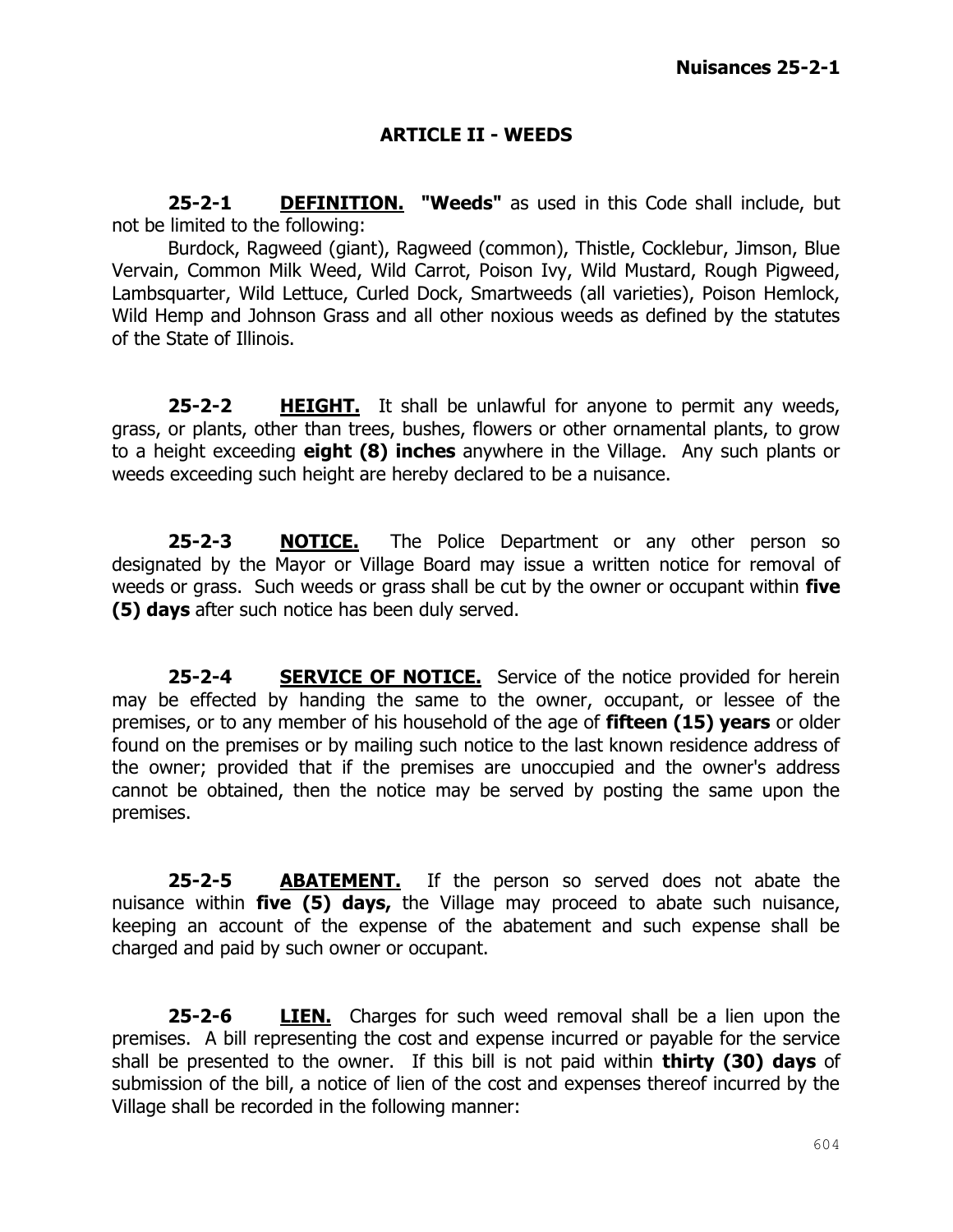## ARTICLE II - WEEDS

**25-2-1 DEFINITION. "Weeds"** as used in this Code shall include, but not be limited to the following:

Burdock, Ragweed (giant), Ragweed (common), Thistle, Cocklebur, Jimson, Blue Vervain, Common Milk Weed, Wild Carrot, Poison Ivy, Wild Mustard, Rough Pigweed, Lambsquarter, Wild Lettuce, Curled Dock, Smartweeds (all varieties), Poison Hemlock, Wild Hemp and Johnson Grass and all other noxious weeds as defined by the statutes of the State of Illinois.

**25-2-2 HEIGHT.** It shall be unlawful for anyone to permit any weeds, grass, or plants, other than trees, bushes, flowers or other ornamental plants, to grow to a height exceeding **eight (8) inches** anywhere in the Village. Any such plants or weeds exceeding such height are hereby declared to be a nuisance.

**25-2-3 NOTICE.** The Police Department or any other person so designated by the Mayor or Village Board may issue a written notice for removal of weeds or grass. Such weeds or grass shall be cut by the owner or occupant within **five (5) days** after such notice has been duly served.

**25-2-4 SERVICE OF NOTICE.** Service of the notice provided for herein may be effected by handing the same to the owner, occupant, or lessee of the premises, or to any member of his household of the age of **fifteen (15) years** or older found on the premises or by mailing such notice to the last known residence address of the owner; provided that if the premises are unoccupied and the owner's address cannot be obtained, then the notice may be served by posting the same upon the premises.

**25-2-5 ABATEMENT.** If the person so served does not abate the nuisance within **five (5) days,** the Village may proceed to abate such nuisance, keeping an account of the expense of the abatement and such expense shall be charged and paid by such owner or occupant.

**25-2-6 LIEN.** Charges for such weed removal shall be a lien upon the premises. A bill representing the cost and expense incurred or payable for the service shall be presented to the owner. If this bill is not paid within **thirty (30) days** of submission of the bill, a notice of lien of the cost and expenses thereof incurred by the Village shall be recorded in the following manner: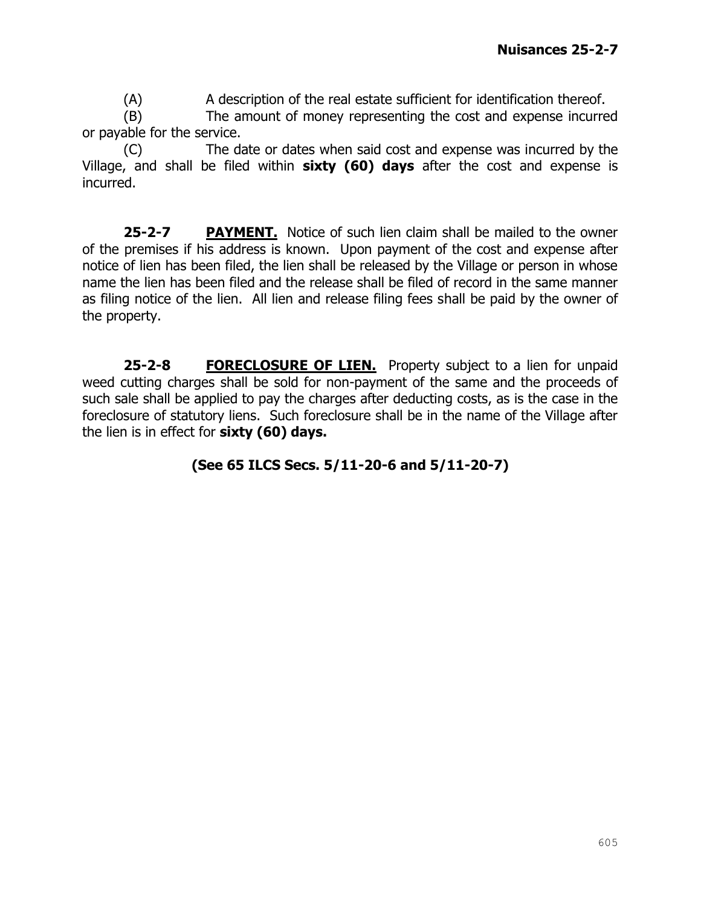(A) A description of the real estate sufficient for identification thereof.

(B) The amount of money representing the cost and expense incurred or payable for the service.

(C) The date or dates when said cost and expense was incurred by the Village, and shall be filed within **sixty (60) days** after the cost and expense is incurred.

**25-2-7** **<u>PAYMENT.</u>** Notice of such lien claim shall be mailed to the owner of the premises if his address is known. Upon payment of the cost and expense after notice of lien has been filed, the lien shall be released by the Village or person in whose name the lien has been filed and the release shall be filed of record in the same manner as filing notice of the lien. All lien and release filing fees shall be paid by the owner of the property.

**25-2-8** **<u>FORECLOSURE OF LIEN.</u>** Property subject to a lien for unpaid weed cutting charges shall be sold for non-payment of the same and the proceeds of such sale shall be applied to pay the charges after deducting costs, as is the case in the foreclosure of statutory liens. Such foreclosure shall be in the name of the Village after the lien is in effect for **sixty (60) days.**

**(See 65 ILCS Secs. 5/11-20-6 and 5/11-20-7)**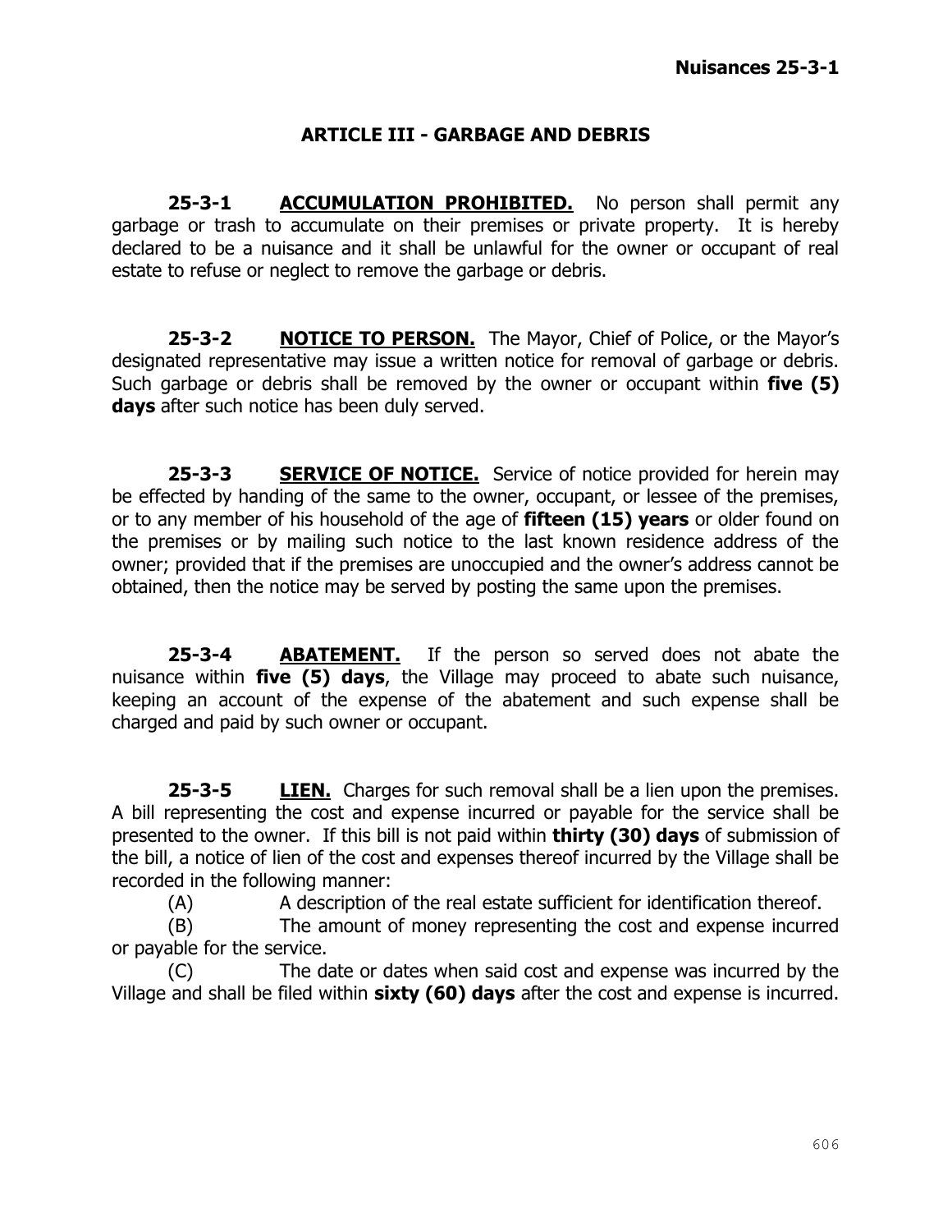## ARTICLE III - GARBAGE AND DEBRIS

**25-3-1** **ACCUMULATION PROHIBITED.** No person shall permit any garbage or trash to accumulate on their premises or private property. It is hereby declared to be a nuisance and it shall be unlawful for the owner or occupant of real estate to refuse or neglect to remove the garbage or debris.

**25-3-2** **NOTICE TO PERSON.** The Mayor, Chief of Police, or the Mayor's designated representative may issue a written notice for removal of garbage or debris. Such garbage or debris shall be removed by the owner or occupant within **five (5) days** after such notice has been duly served.

**25-3-3** **SERVICE OF NOTICE.** Service of notice provided for herein may be effected by handing of the same to the owner, occupant, or lessee of the premises, or to any member of his household of the age of **fifteen (15) years** or older found on the premises or by mailing such notice to the last known residence address of the owner; provided that if the premises are unoccupied and the owner's address cannot be obtained, then the notice may be served by posting the same upon the premises.

**25-3-4** **ABATEMENT.** If the person so served does not abate the nuisance within **five (5) days**, the Village may proceed to abate such nuisance, keeping an account of the expense of the abatement and such expense shall be charged and paid by such owner or occupant.

**25-3-5** **LIEN.** Charges for such removal shall be a lien upon the premises. A bill representing the cost and expense incurred or payable for the service shall be presented to the owner. If this bill is not paid within **thirty (30) days** of submission of the bill, a notice of lien of the cost and expenses thereof incurred by the Village shall be recorded in the following manner:

(A) A description of the real estate sufficient for identification thereof.

(B) The amount of money representing the cost and expense incurred or payable for the service.

(C) The date or dates when said cost and expense was incurred by the Village and shall be filed within **sixty (60) days** after the cost and expense is incurred.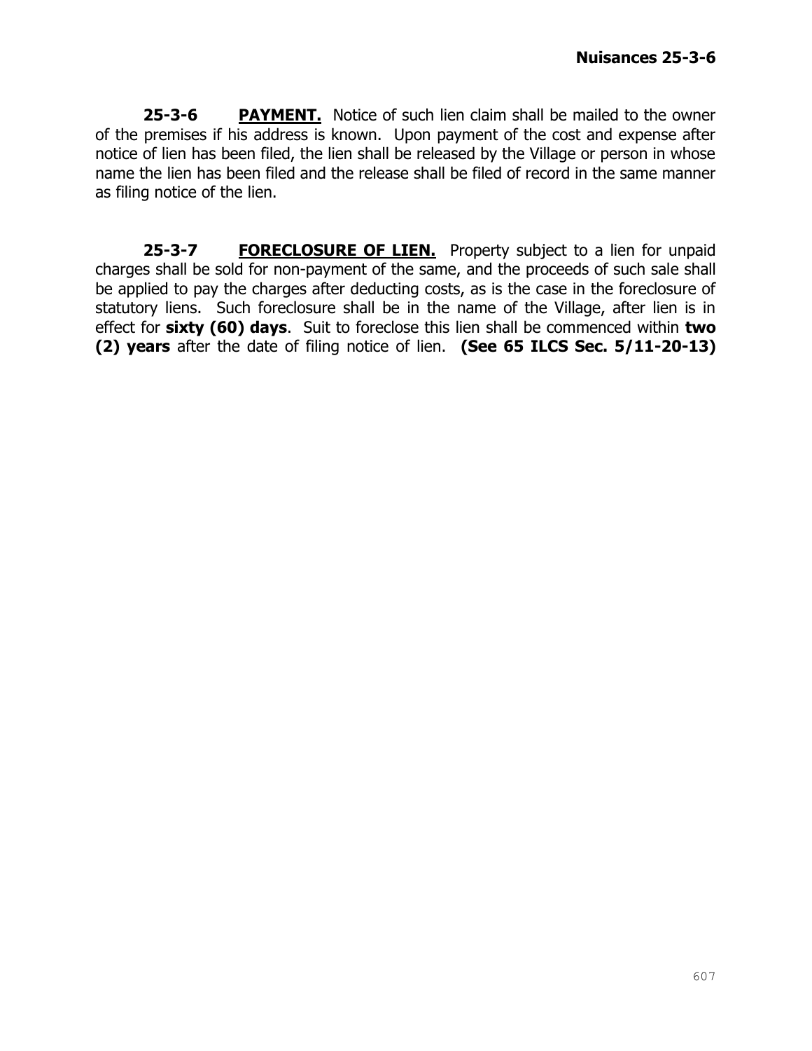**25-3-6 PAYMENT.** Notice of such lien claim shall be mailed to the owner of the premises if his address is known. Upon payment of the cost and expense after notice of lien has been filed, the lien shall be released by the Village or person in whose name the lien has been filed and the release shall be filed of record in the same manner as filing notice of the lien.

**25-3-7 FORECLOSURE OF LIEN.** Property subject to a lien for unpaid charges shall be sold for non-payment of the same, and the proceeds of such sale shall be applied to pay the charges after deducting costs, as is the case in the foreclosure of statutory liens. Such foreclosure shall be in the name of the Village, after lien is in effect for **sixty (60) days**. Suit to foreclose this lien shall be commenced within **two (2) years** after the date of filing notice of lien. **(See 65 ILCS Sec. 5/11-20-13)**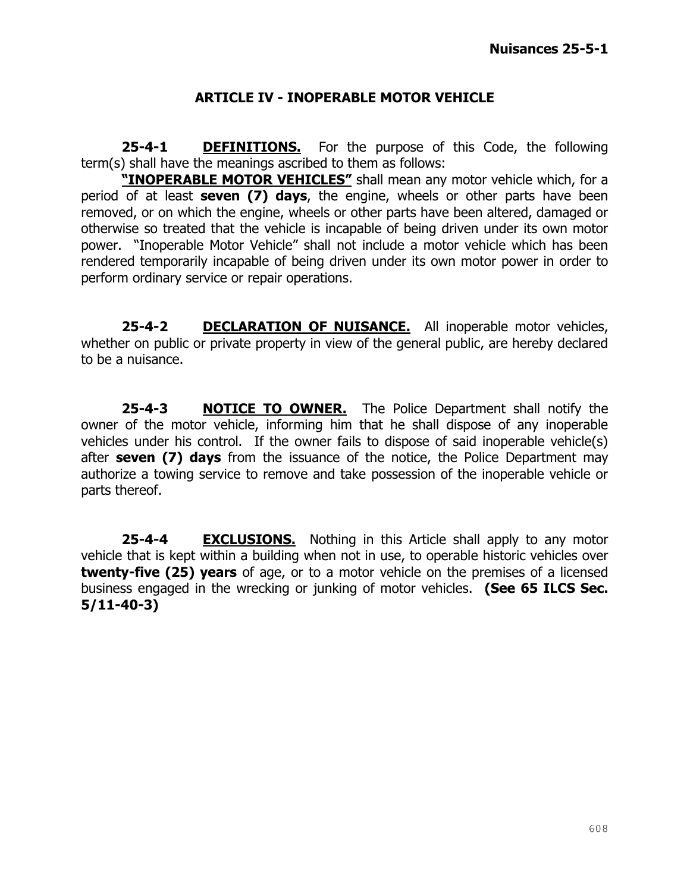## ARTICLE IV - INOPERABLE MOTOR VEHICLE

**25-4-1** **<u>DEFINITIONS.</u>** For the purpose of this Code, the following term(s) shall have the meanings ascribed to them as follows:

**<u>"INOPERABLE MOTOR VEHICLES"</u>** shall mean any motor vehicle which, for a period of at least **seven (7) days**, the engine, wheels or other parts have been removed, or on which the engine, wheels or other parts have been altered, damaged or otherwise so treated that the vehicle is incapable of being driven under its own motor power. "Inoperable Motor Vehicle" shall not include a motor vehicle which has been rendered temporarily incapable of being driven under its own motor power in order to perform ordinary service or repair operations.

**25-4-2** **<u>DECLARATION OF NUISANCE.</u>** All inoperable motor vehicles, whether on public or private property in view of the general public, are hereby declared to be a nuisance.

**25-4-3** **<u>NOTICE TO OWNER.</u>** The Police Department shall notify the owner of the motor vehicle, informing him that he shall dispose of any inoperable vehicles under his control. If the owner fails to dispose of said inoperable vehicle(s) after **seven (7) days** from the issuance of the notice, the Police Department may authorize a towing service to remove and take possession of the inoperable vehicle or parts thereof.

**25-4-4** **<u>EXCLUSIONS.</u>** Nothing in this Article shall apply to any motor vehicle that is kept within a building when not in use, to operable historic vehicles over **twenty-five (25) years** of age, or to a motor vehicle on the premises of a licensed business engaged in the wrecking or junking of motor vehicles. **(See 65 ILCS Sec. 5/11-40-3)**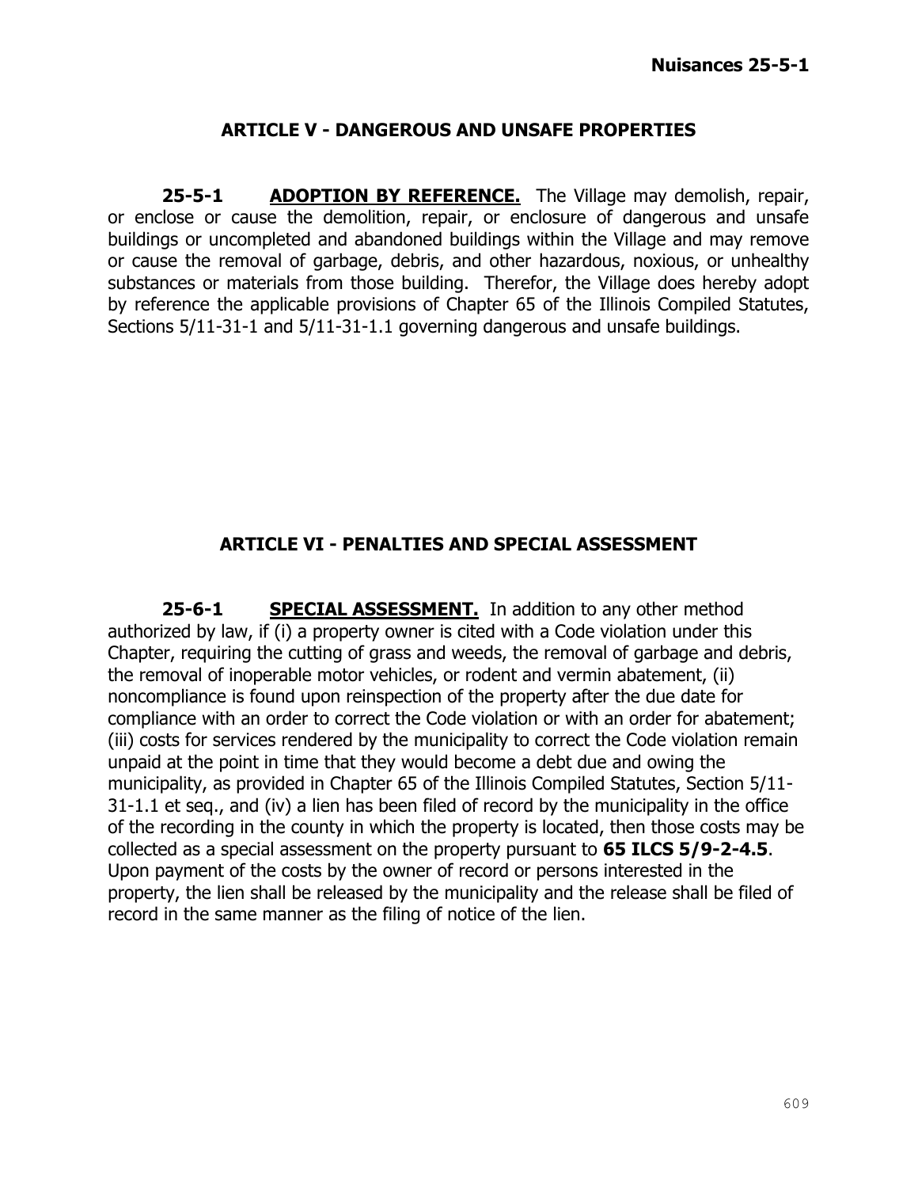## ARTICLE V - DANGEROUS AND UNSAFE PROPERTIES

**25-5-1** **ADOPTION BY REFERENCE.** The Village may demolish, repair, or enclose or cause the demolition, repair, or enclosure of dangerous and unsafe buildings or uncompleted and abandoned buildings within the Village and may remove or cause the removal of garbage, debris, and other hazardous, noxious, or unhealthy substances or materials from those building. Therefor, the Village does hereby adopt by reference the applicable provisions of Chapter 65 of the Illinois Compiled Statutes, Sections 5/11-31-1 and 5/11-31-1.1 governing dangerous and unsafe buildings.

## ARTICLE VI - PENALTIES AND SPECIAL ASSESSMENT

**25-6-1** **SPECIAL ASSESSMENT.** In addition to any other method authorized by law, if (i) a property owner is cited with a Code violation under this Chapter, requiring the cutting of grass and weeds, the removal of garbage and debris, the removal of inoperable motor vehicles, or rodent and vermin abatement, (ii) noncompliance is found upon reinspection of the property after the due date for compliance with an order to correct the Code violation or with an order for abatement; (iii) costs for services rendered by the municipality to correct the Code violation remain unpaid at the point in time that they would become a debt due and owing the municipality, as provided in Chapter 65 of the Illinois Compiled Statutes, Section 5/11-31-1.1 et seq., and (iv) a lien has been filed of record by the municipality in the office of the recording in the county in which the property is located, then those costs may be collected as a special assessment on the property pursuant to **65 ILCS 5/9-2-4.5**. Upon payment of the costs by the owner of record or persons interested in the property, the lien shall be released by the municipality and the release shall be filed of record in the same manner as the filing of notice of the lien.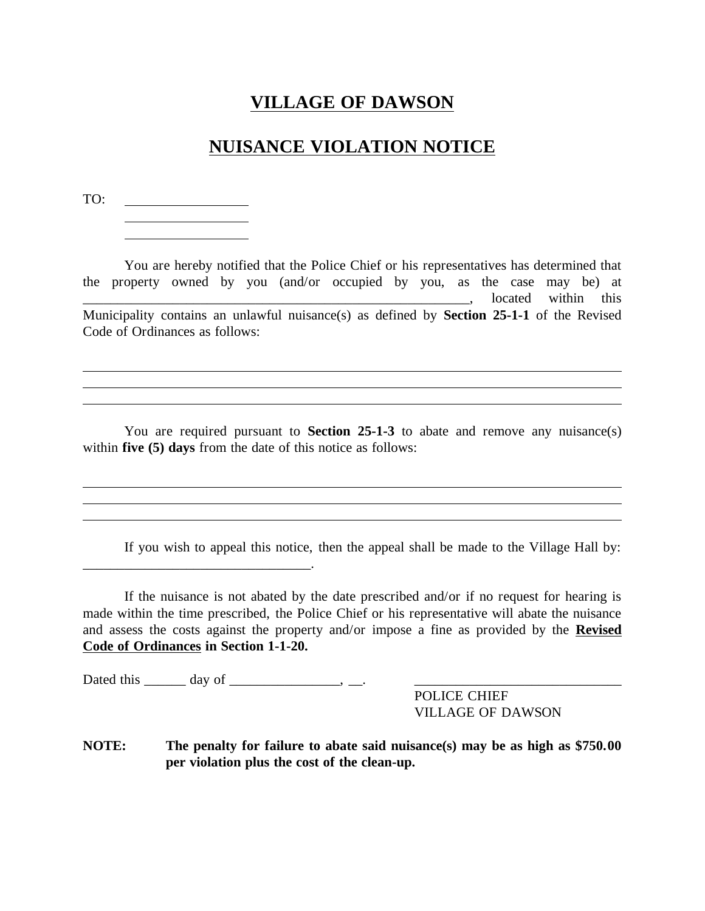# VILLAGE OF DAWSON

## NUISANCE VIOLATION NOTICE

TO: \_\_\_\_\_\_\_\_\_\_\_\_\_\_\_\_\_\_
\_\_\_\_\_\_\_\_\_\_\_\_\_\_\_\_\_\_
\_\_\_\_\_\_\_\_\_\_\_\_\_\_\_\_\_\_

You are hereby notified that the Police Chief or his representatives has determined that the property owned by you (and/or occupied by you, as the case may be) at \_\_\_\_\_\_\_\_\_\_\_\_\_\_\_\_\_\_\_\_\_\_\_\_\_\_\_\_\_\_\_\_\_\_\_\_\_\_\_\_\_\_\_\_\_\_\_\_\_\_\_\_\_\_\_\_\_\_\_\_, located within this Municipality contains an unlawful nuisance(s) as defined by **Section 25-1-1** of the Revised Code of Ordinances as follows:

\_\_\_\_\_\_\_\_\_\_\_\_\_\_\_\_\_\_\_\_\_\_\_\_\_\_\_\_\_\_\_\_\_\_\_\_\_\_\_\_\_\_\_\_\_\_\_\_\_\_\_\_\_\_\_\_\_\_\_\_\_\_\_\_\_\_\_\_\_\_\_\_\_\_\_\_\_\_
\_\_\_\_\_\_\_\_\_\_\_\_\_\_\_\_\_\_\_\_\_\_\_\_\_\_\_\_\_\_\_\_\_\_\_\_\_\_\_\_\_\_\_\_\_\_\_\_\_\_\_\_\_\_\_\_\_\_\_\_\_\_\_\_\_\_\_\_\_\_\_\_\_\_\_\_\_\_
\_\_\_\_\_\_\_\_\_\_\_\_\_\_\_\_\_\_\_\_\_\_\_\_\_\_\_\_\_\_\_\_\_\_\_\_\_\_\_\_\_\_\_\_\_\_\_\_\_\_\_\_\_\_\_\_\_\_\_\_\_\_\_\_\_\_\_\_\_\_\_\_\_\_\_\_\_\_

You are required pursuant to **Section 25-1-3** to abate and remove any nuisance(s) within **five (5) days** from the date of this notice as follows:

\_\_\_\_\_\_\_\_\_\_\_\_\_\_\_\_\_\_\_\_\_\_\_\_\_\_\_\_\_\_\_\_\_\_\_\_\_\_\_\_\_\_\_\_\_\_\_\_\_\_\_\_\_\_\_\_\_\_\_\_\_\_\_\_\_\_\_\_\_\_\_\_\_\_\_\_\_\_
\_\_\_\_\_\_\_\_\_\_\_\_\_\_\_\_\_\_\_\_\_\_\_\_\_\_\_\_\_\_\_\_\_\_\_\_\_\_\_\_\_\_\_\_\_\_\_\_\_\_\_\_\_\_\_\_\_\_\_\_\_\_\_\_\_\_\_\_\_\_\_\_\_\_\_\_\_\_
\_\_\_\_\_\_\_\_\_\_\_\_\_\_\_\_\_\_\_\_\_\_\_\_\_\_\_\_\_\_\_\_\_\_\_\_\_\_\_\_\_\_\_\_\_\_\_\_\_\_\_\_\_\_\_\_\_\_\_\_\_\_\_\_\_\_\_\_\_\_\_\_\_\_\_\_\_\_

If you wish to appeal this notice, then the appeal shall be made to the Village Hall by: \_\_\_\_\_\_\_\_\_\_\_\_\_\_\_\_\_\_\_\_\_\_\_\_\_\_\_\_\_\_\_\_\_\_.

If the nuisance is not abated by the date prescribed and/or if no request for hearing is made within the time prescribed, the Police Chief or his representative will abate the nuisance and assess the costs against the property and/or impose a fine as provided by the **Revised Code of Ordinances in Section 1-1-20.**

Dated this \_\_\_\_\_\_ day of \_\_\_\_\_\_\_\_\_\_\_\_\_\_\_\_, \_\_.

\_\_\_\_\_\_\_\_\_\_\_\_\_\_\_\_\_\_\_\_\_\_\_\_\_\_\_\_\_\_\_
POLICE CHIEF
VILLAGE OF DAWSON

**NOTE: The penalty for failure to abate said nuisance(s) may be as high as $750.00 per violation plus the cost of the clean-up.**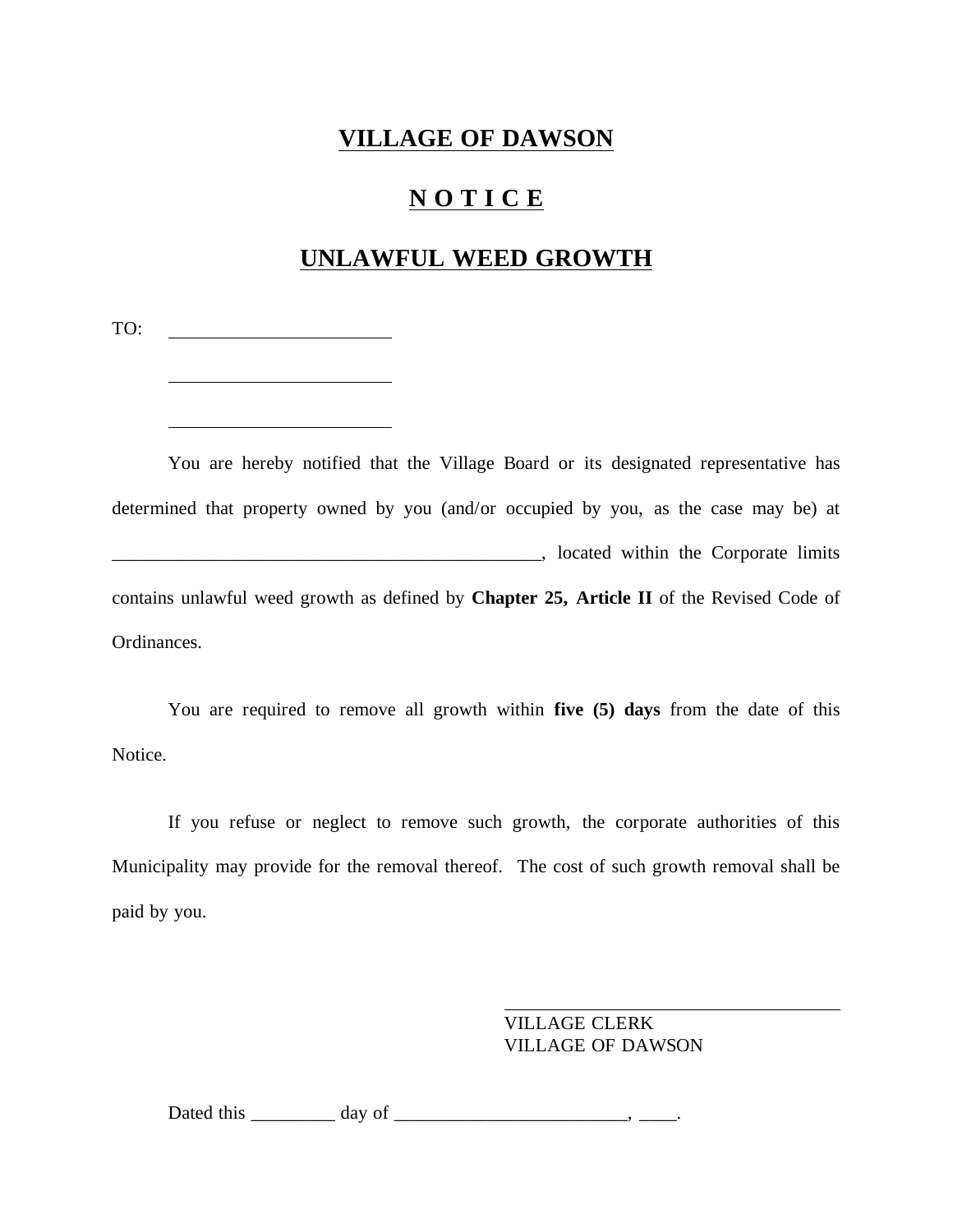# VILLAGE OF DAWSON

## N O T I C E

## UNLAWFUL WEED GROWTH

TO: ________________________

________________________

________________________

You are hereby notified that the Village Board or its designated representative has determined that property owned by you (and/or occupied by you, as the case may be) at _______________________________________________, located within the Corporate limits contains unlawful weed growth as defined by **Chapter 25, Article II** of the Revised Code of Ordinances.

You are required to remove all growth within **five (5) days** from the date of this Notice.

If you refuse or neglect to remove such growth, the corporate authorities of this Municipality may provide for the removal thereof. The cost of such growth removal shall be paid by you.

_____________________________________
VILLAGE CLERK
VILLAGE OF DAWSON

Dated this _________ day of ________________________, ____.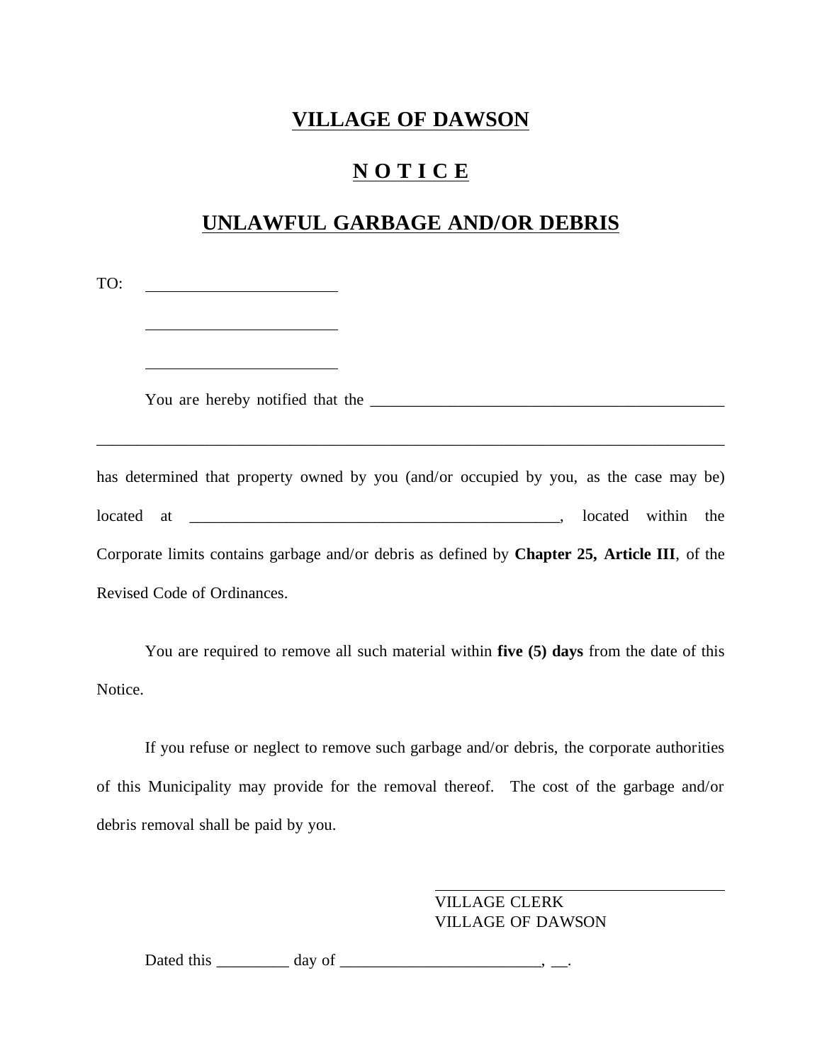# VILLAGE OF DAWSON

## N O T I C E

## UNLAWFUL GARBAGE AND/OR DEBRIS

TO: ________________________

________________________

________________________

You are hereby notified that the _____________________________________________

_______________________________________________________________________________

has determined that property owned by you (and/or occupied by you, as the case may be) located at ________________________________________________, located within the Corporate limits contains garbage and/or debris as defined by **Chapter 25, Article III**, of the Revised Code of Ordinances.

You are required to remove all such material within **five (5) days** from the date of this Notice.

If you refuse or neglect to remove such garbage and/or debris, the corporate authorities of this Municipality may provide for the removal thereof. The cost of the garbage and/or debris removal shall be paid by you.

____________________________________
VILLAGE CLERK
VILLAGE OF DAWSON

Dated this _________ day of _________________________, __.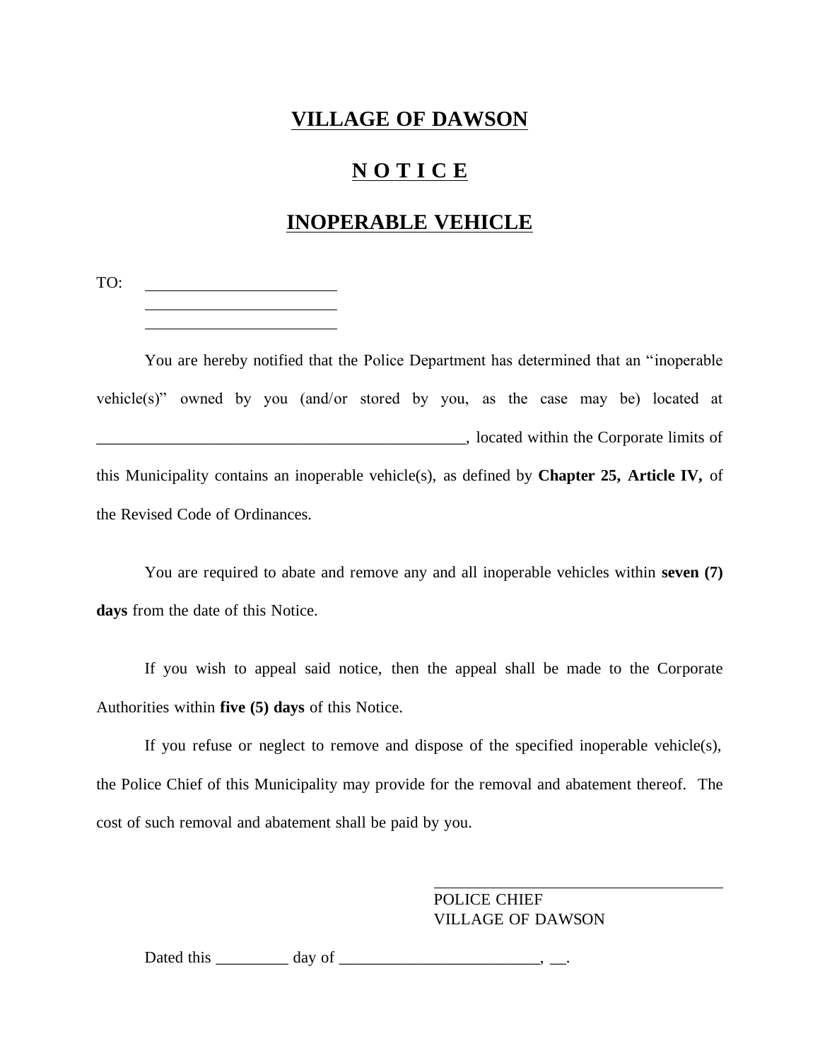# VILLAGE OF DAWSON

## N O T I C E

## INOPERABLE VEHICLE

TO: ________________________
________________________
________________________

You are hereby notified that the Police Department has determined that an "inoperable vehicle(s)" owned by you (and/or stored by you, as the case may be) located at _______________________________________________, located within the Corporate limits of this Municipality contains an inoperable vehicle(s), as defined by **Chapter 25, Article IV,** of the Revised Code of Ordinances.

You are required to abate and remove any and all inoperable vehicles within **seven (7) days** from the date of this Notice.

If you wish to appeal said notice, then the appeal shall be made to the Corporate Authorities within **five (5) days** of this Notice.

If you refuse or neglect to remove and dispose of the specified inoperable vehicle(s), the Police Chief of this Municipality may provide for the removal and abatement thereof. The cost of such removal and abatement shall be paid by you.

____________________________________
POLICE CHIEF
VILLAGE OF DAWSON

Dated this _________ day of ________________________, __.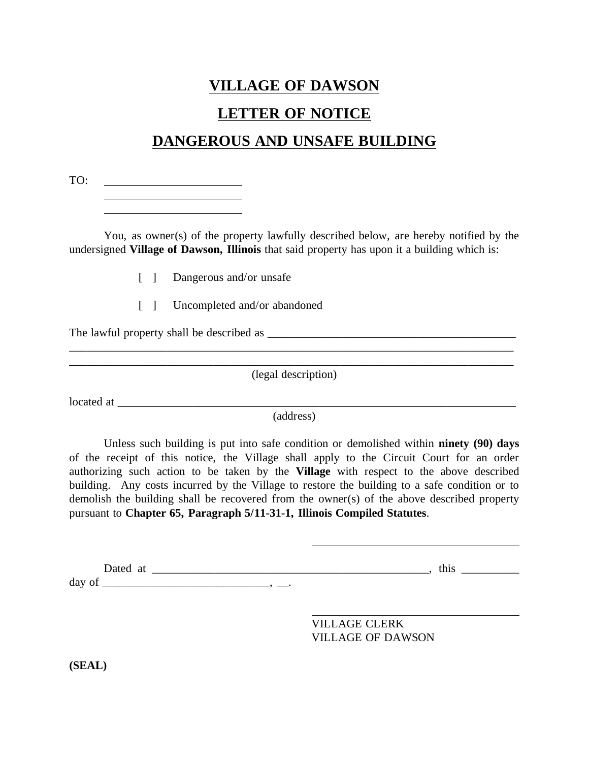# VILLAGE OF DAWSON

# LETTER OF NOTICE

# DANGEROUS AND UNSAFE BUILDING

TO: ________________________

________________________

________________________

You, as owner(s) of the property lawfully described below, are hereby notified by the undersigned **Village of Dawson, Illinois** that said property has upon it a building which is:

[ ] Dangerous and/or unsafe

[ ] Uncompleted and/or abandoned

The lawful property shall be described as ____________________________________________

________________________________________________________________________________

________________________________________________________________________________

(legal description)

located at ________________________________________________________________________

(address)

Unless such building is put into safe condition or demolished within **ninety (90) days** of the receipt of this notice, the Village shall apply to the Circuit Court for an order authorizing such action to be taken by the **Village** with respect to the above described building. Any costs incurred by the Village to restore the building to a safe condition or to demolish the building shall be recovered from the owner(s) of the above described property pursuant to **Chapter 65, Paragraph 5/11-31-1, Illinois Compiled Statutes**.

____________________________________

Dated at _________________________________________________, this __________ day of _____________________________, __.

____________________________________

VILLAGE CLERK
VILLAGE OF DAWSON

**(SEAL)**